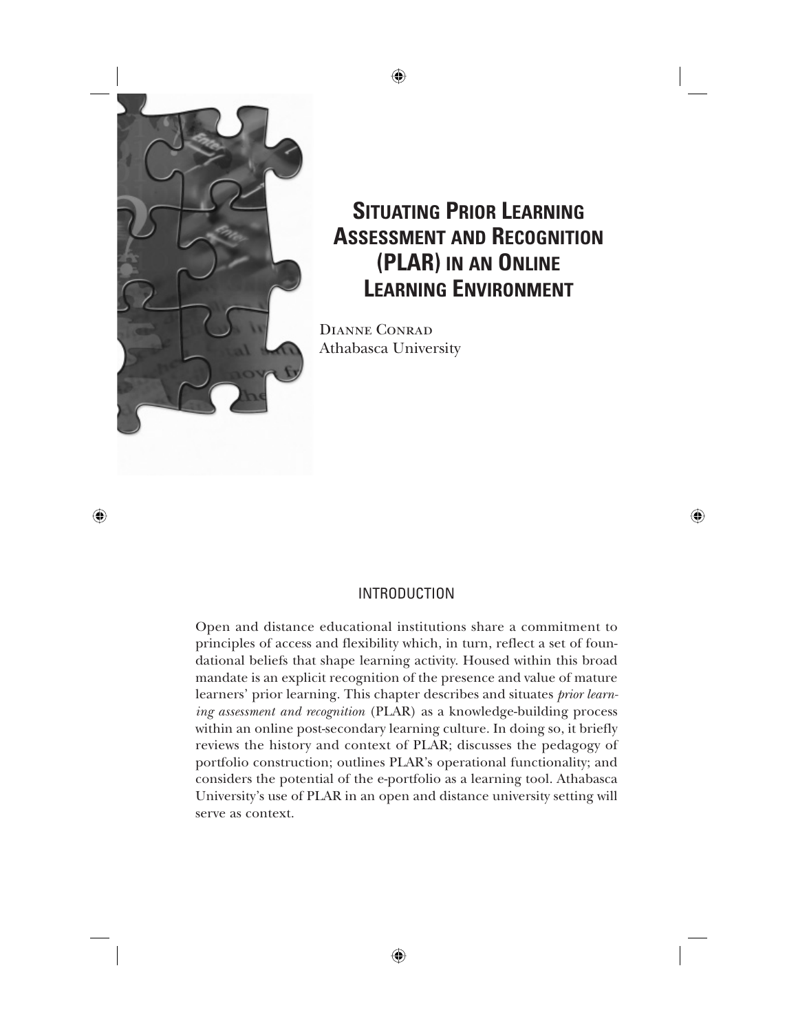# Situating Prior Learning Assessment and Recognition (PLAR) in an Online Learning Environment

Dianne Conrad
Athabasca University

## INTRODUCTION

Open and distance educational institutions share a commitment to principles of access and flexibility which, in turn, reflect a set of foundational beliefs that shape learning activity. Housed within this broad mandate is an explicit recognition of the presence and value of mature learners' prior learning. This chapter describes and situates *prior learning assessment and recognition* (PLAR) as a knowledge-building process within an online post-secondary learning culture. In doing so, it briefly reviews the history and context of PLAR; discusses the pedagogy of portfolio construction; outlines PLAR's operational functionality; and considers the potential of the e-portfolio as a learning tool. Athabasca University's use of PLAR in an open and distance university setting will serve as context.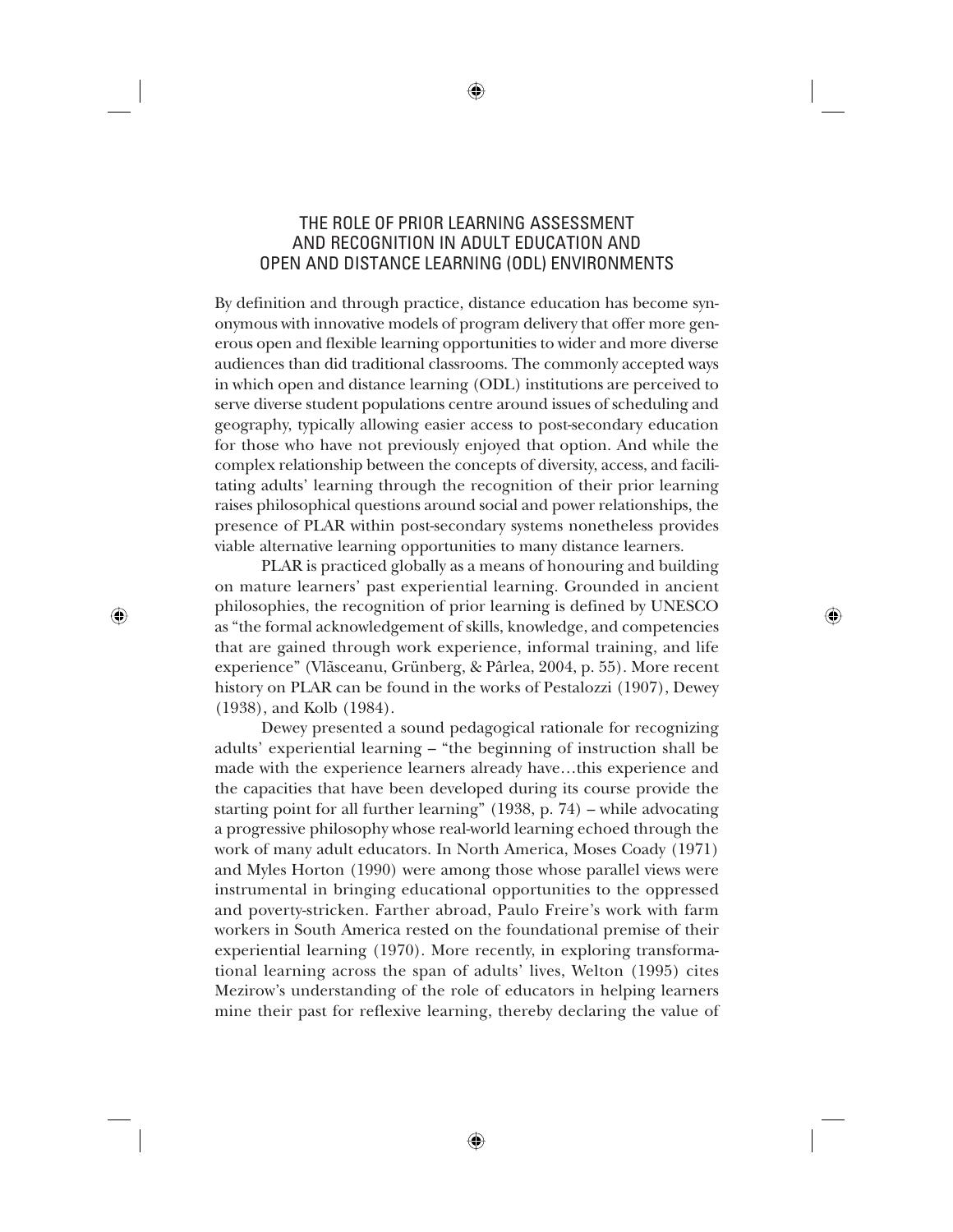## THE ROLE OF PRIOR LEARNING ASSESSMENT AND RECOGNITION IN ADULT EDUCATION AND OPEN AND DISTANCE LEARNING (ODL) ENVIRONMENTS

By definition and through practice, distance education has become synonymous with innovative models of program delivery that offer more generous open and flexible learning opportunities to wider and more diverse audiences than did traditional classrooms. The commonly accepted ways in which open and distance learning (ODL) institutions are perceived to serve diverse student populations centre around issues of scheduling and geography, typically allowing easier access to post-secondary education for those who have not previously enjoyed that option. And while the complex relationship between the concepts of diversity, access, and facilitating adults' learning through the recognition of their prior learning raises philosophical questions around social and power relationships, the presence of PLAR within post-secondary systems nonetheless provides viable alternative learning opportunities to many distance learners.

PLAR is practiced globally as a means of honouring and building on mature learners' past experiential learning. Grounded in ancient philosophies, the recognition of prior learning is defined by UNESCO as "the formal acknowledgement of skills, knowledge, and competencies that are gained through work experience, informal training, and life experience" (Vlăsceanu, Grünberg, & Pârlea, 2004, p. 55). More recent history on PLAR can be found in the works of Pestalozzi (1907), Dewey (1938), and Kolb (1984).

Dewey presented a sound pedagogical rationale for recognizing adults' experiential learning – "the beginning of instruction shall be made with the experience learners already have…this experience and the capacities that have been developed during its course provide the starting point for all further learning" (1938, p. 74) – while advocating a progressive philosophy whose real-world learning echoed through the work of many adult educators. In North America, Moses Coady (1971) and Myles Horton (1990) were among those whose parallel views were instrumental in bringing educational opportunities to the oppressed and poverty-stricken. Farther abroad, Paulo Freire's work with farm workers in South America rested on the foundational premise of their experiential learning (1970). More recently, in exploring transformational learning across the span of adults' lives, Welton (1995) cites Mezirow's understanding of the role of educators in helping learners mine their past for reflexive learning, thereby declaring the value of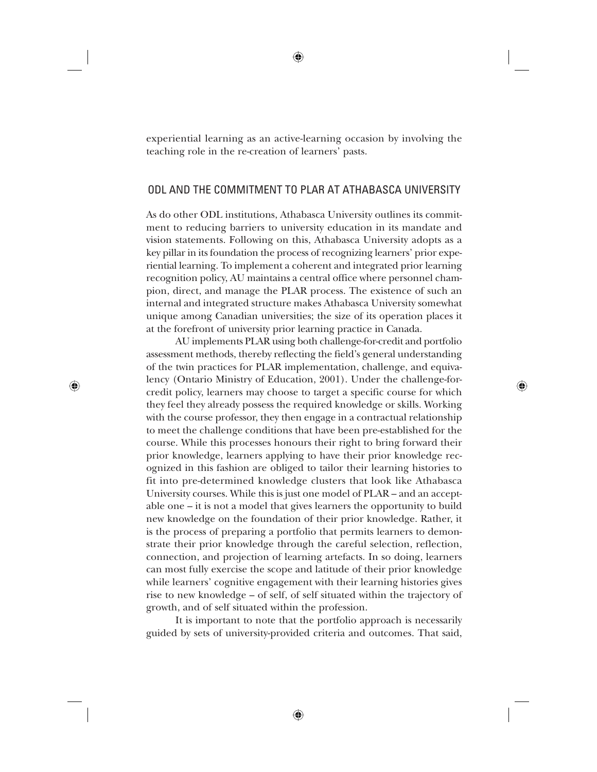experiential learning as an active-learning occasion by involving the teaching role in the re-creation of learners' pasts.

## ODL AND THE COMMITMENT TO PLAR AT ATHABASCA UNIVERSITY

As do other ODL institutions, Athabasca University outlines its commitment to reducing barriers to university education in its mandate and vision statements. Following on this, Athabasca University adopts as a key pillar in its foundation the process of recognizing learners' prior experiential learning. To implement a coherent and integrated prior learning recognition policy, AU maintains a central office where personnel champion, direct, and manage the PLAR process. The existence of such an internal and integrated structure makes Athabasca University somewhat unique among Canadian universities; the size of its operation places it at the forefront of university prior learning practice in Canada.

AU implements PLAR using both challenge-for-credit and portfolio assessment methods, thereby reflecting the field's general understanding of the twin practices for PLAR implementation, challenge, and equivalency (Ontario Ministry of Education, 2001). Under the challenge-for-credit policy, learners may choose to target a specific course for which they feel they already possess the required knowledge or skills. Working with the course professor, they then engage in a contractual relationship to meet the challenge conditions that have been pre-established for the course. While this processes honours their right to bring forward their prior knowledge, learners applying to have their prior knowledge recognized in this fashion are obliged to tailor their learning histories to fit into pre-determined knowledge clusters that look like Athabasca University courses. While this is just one model of PLAR – and an acceptable one – it is not a model that gives learners the opportunity to build new knowledge on the foundation of their prior knowledge. Rather, it is the process of preparing a portfolio that permits learners to demonstrate their prior knowledge through the careful selection, reflection, connection, and projection of learning artefacts. In so doing, learners can most fully exercise the scope and latitude of their prior knowledge while learners' cognitive engagement with their learning histories gives rise to new knowledge – of self, of self situated within the trajectory of growth, and of self situated within the profession.

It is important to note that the portfolio approach is necessarily guided by sets of university-provided criteria and outcomes. That said,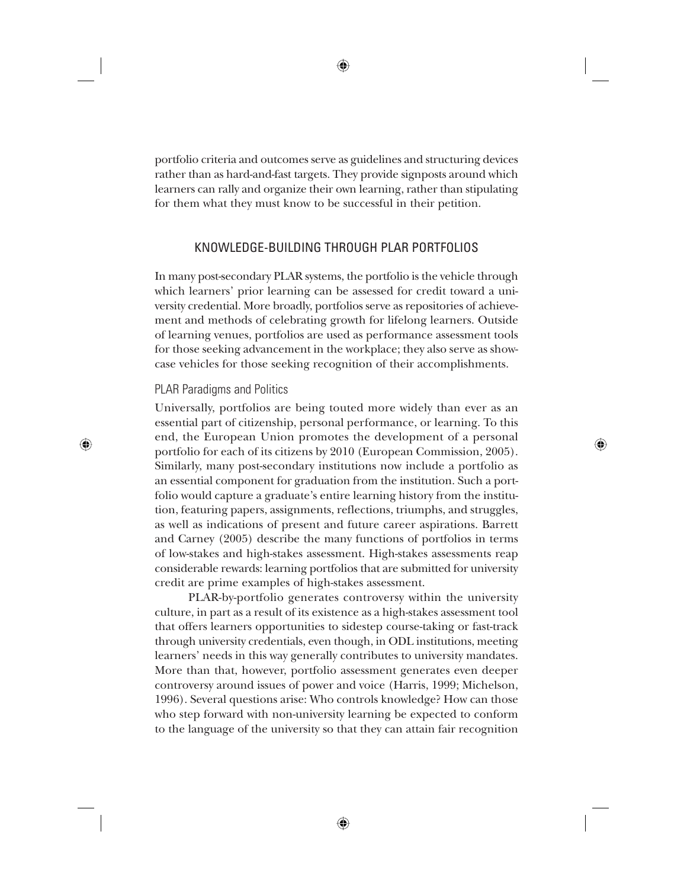portfolio criteria and outcomes serve as guidelines and structuring devices rather than as hard-and-fast targets. They provide signposts around which learners can rally and organize their own learning, rather than stipulating for them what they must know to be successful in their petition.

## KNOWLEDGE-BUILDING THROUGH PLAR PORTFOLIOS

In many post-secondary PLAR systems, the portfolio is the vehicle through which learners' prior learning can be assessed for credit toward a university credential. More broadly, portfolios serve as repositories of achievement and methods of celebrating growth for lifelong learners. Outside of learning venues, portfolios are used as performance assessment tools for those seeking advancement in the workplace; they also serve as showcase vehicles for those seeking recognition of their accomplishments.

### PLAR Paradigms and Politics

Universally, portfolios are being touted more widely than ever as an essential part of citizenship, personal performance, or learning. To this end, the European Union promotes the development of a personal portfolio for each of its citizens by 2010 (European Commission, 2005). Similarly, many post-secondary institutions now include a portfolio as an essential component for graduation from the institution. Such a portfolio would capture a graduate's entire learning history from the institution, featuring papers, assignments, reflections, triumphs, and struggles, as well as indications of present and future career aspirations. Barrett and Carney (2005) describe the many functions of portfolios in terms of low-stakes and high-stakes assessment. High-stakes assessments reap considerable rewards: learning portfolios that are submitted for university credit are prime examples of high-stakes assessment.

PLAR-by-portfolio generates controversy within the university culture, in part as a result of its existence as a high-stakes assessment tool that offers learners opportunities to sidestep course-taking or fast-track through university credentials, even though, in ODL institutions, meeting learners' needs in this way generally contributes to university mandates. More than that, however, portfolio assessment generates even deeper controversy around issues of power and voice (Harris, 1999; Michelson, 1996). Several questions arise: Who controls knowledge? How can those who step forward with non-university learning be expected to conform to the language of the university so that they can attain fair recognition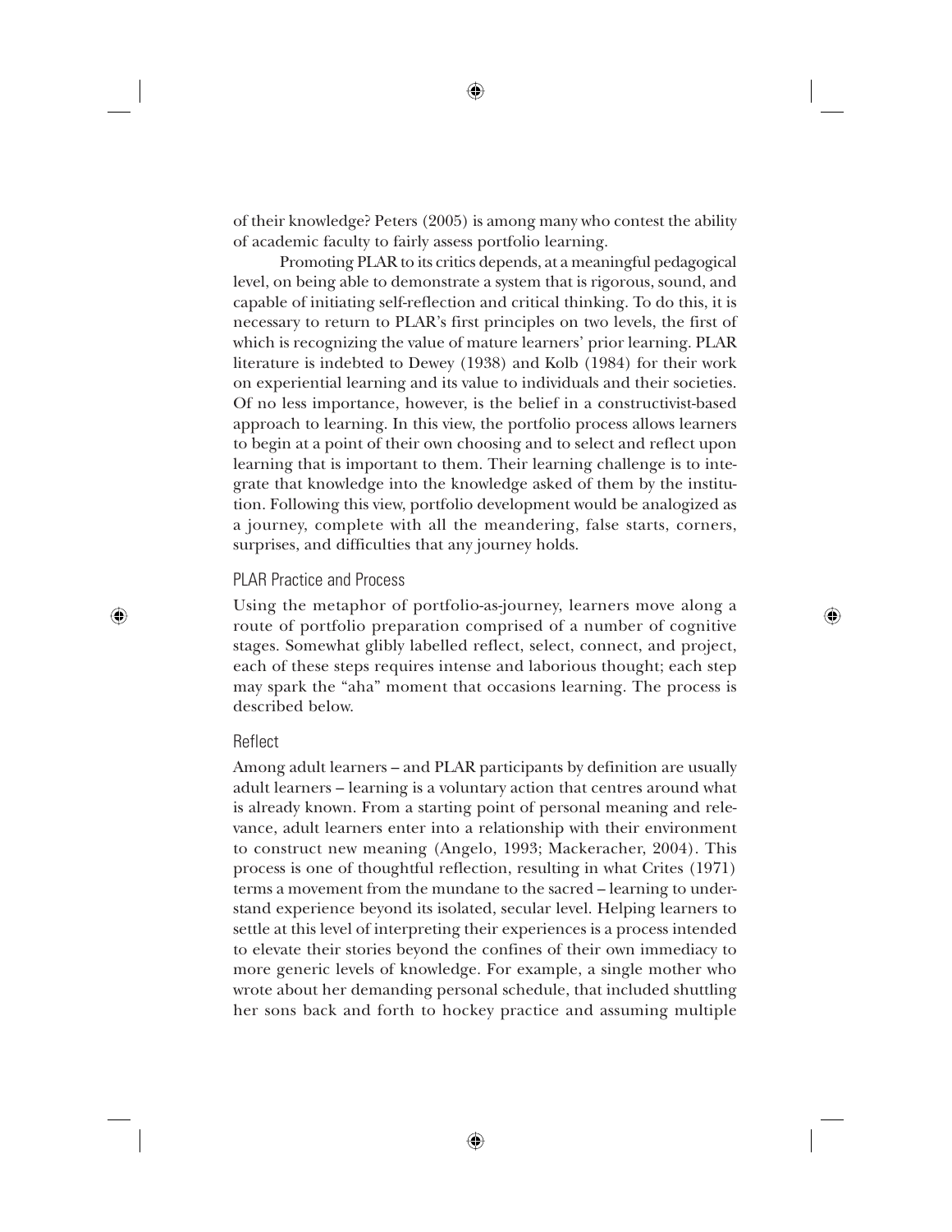of their knowledge? Peters (2005) is among many who contest the ability of academic faculty to fairly assess portfolio learning.

Promoting PLAR to its critics depends, at a meaningful pedagogical level, on being able to demonstrate a system that is rigorous, sound, and capable of initiating self-reflection and critical thinking. To do this, it is necessary to return to PLAR's first principles on two levels, the first of which is recognizing the value of mature learners' prior learning. PLAR literature is indebted to Dewey (1938) and Kolb (1984) for their work on experiential learning and its value to individuals and their societies. Of no less importance, however, is the belief in a constructivist-based approach to learning. In this view, the portfolio process allows learners to begin at a point of their own choosing and to select and reflect upon learning that is important to them. Their learning challenge is to integrate that knowledge into the knowledge asked of them by the institution. Following this view, portfolio development would be analogized as a journey, complete with all the meandering, false starts, corners, surprises, and difficulties that any journey holds.

## PLAR Practice and Process

Using the metaphor of portfolio-as-journey, learners move along a route of portfolio preparation comprised of a number of cognitive stages. Somewhat glibly labelled reflect, select, connect, and project, each of these steps requires intense and laborious thought; each step may spark the "aha" moment that occasions learning. The process is described below.

### Reflect

Among adult learners – and PLAR participants by definition are usually adult learners – learning is a voluntary action that centres around what is already known. From a starting point of personal meaning and relevance, adult learners enter into a relationship with their environment to construct new meaning (Angelo, 1993; Mackeracher, 2004). This process is one of thoughtful reflection, resulting in what Crites (1971) terms a movement from the mundane to the sacred – learning to understand experience beyond its isolated, secular level. Helping learners to settle at this level of interpreting their experiences is a process intended to elevate their stories beyond the confines of their own immediacy to more generic levels of knowledge. For example, a single mother who wrote about her demanding personal schedule, that included shuttling her sons back and forth to hockey practice and assuming multiple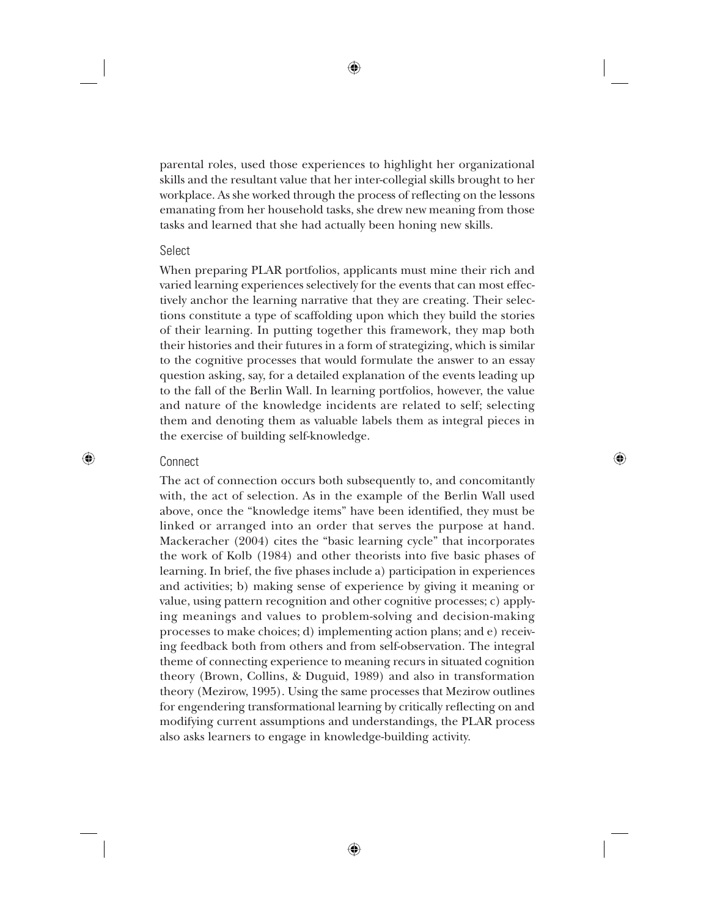parental roles, used those experiences to highlight her organizational skills and the resultant value that her inter-collegial skills brought to her workplace. As she worked through the process of reflecting on the lessons emanating from her household tasks, she drew new meaning from those tasks and learned that she had actually been honing new skills.

### Select

When preparing PLAR portfolios, applicants must mine their rich and varied learning experiences selectively for the events that can most effectively anchor the learning narrative that they are creating. Their selections constitute a type of scaffolding upon which they build the stories of their learning. In putting together this framework, they map both their histories and their futures in a form of strategizing, which is similar to the cognitive processes that would formulate the answer to an essay question asking, say, for a detailed explanation of the events leading up to the fall of the Berlin Wall. In learning portfolios, however, the value and nature of the knowledge incidents are related to self; selecting them and denoting them as valuable labels them as integral pieces in the exercise of building self-knowledge.

### Connect

The act of connection occurs both subsequently to, and concomitantly with, the act of selection. As in the example of the Berlin Wall used above, once the "knowledge items" have been identified, they must be linked or arranged into an order that serves the purpose at hand. Mackeracher (2004) cites the "basic learning cycle" that incorporates the work of Kolb (1984) and other theorists into five basic phases of learning. In brief, the five phases include a) participation in experiences and activities; b) making sense of experience by giving it meaning or value, using pattern recognition and other cognitive processes; c) applying meanings and values to problem-solving and decision-making processes to make choices; d) implementing action plans; and e) receiving feedback both from others and from self-observation. The integral theme of connecting experience to meaning recurs in situated cognition theory (Brown, Collins, & Duguid, 1989) and also in transformation theory (Mezirow, 1995). Using the same processes that Mezirow outlines for engendering transformational learning by critically reflecting on and modifying current assumptions and understandings, the PLAR process also asks learners to engage in knowledge-building activity.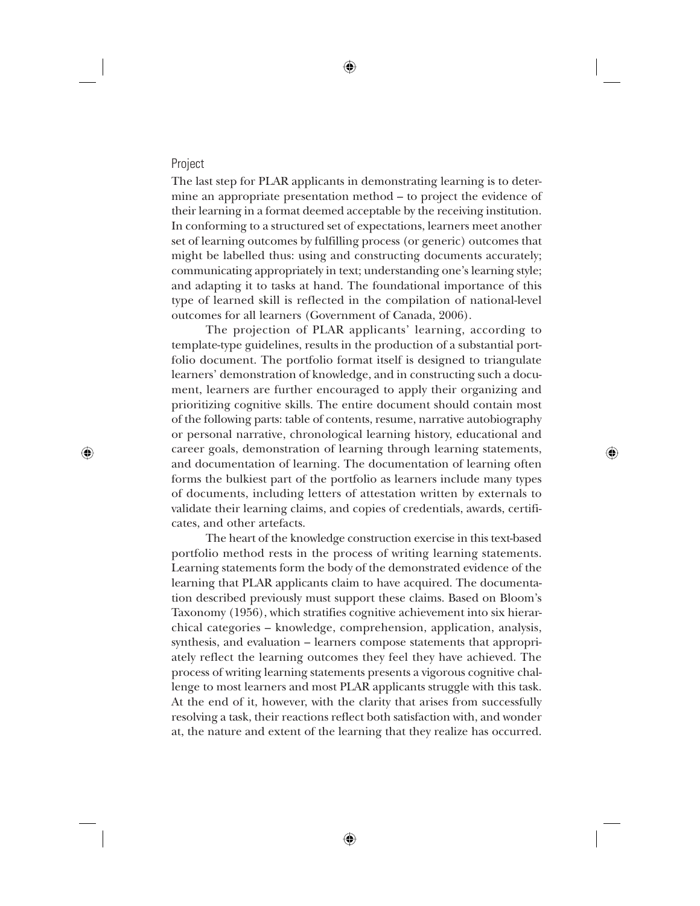### Project

The last step for PLAR applicants in demonstrating learning is to determine an appropriate presentation method – to project the evidence of their learning in a format deemed acceptable by the receiving institution. In conforming to a structured set of expectations, learners meet another set of learning outcomes by fulfilling process (or generic) outcomes that might be labelled thus: using and constructing documents accurately; communicating appropriately in text; understanding one's learning style; and adapting it to tasks at hand. The foundational importance of this type of learned skill is reflected in the compilation of national-level outcomes for all learners (Government of Canada, 2006).

The projection of PLAR applicants' learning, according to template-type guidelines, results in the production of a substantial portfolio document. The portfolio format itself is designed to triangulate learners' demonstration of knowledge, and in constructing such a document, learners are further encouraged to apply their organizing and prioritizing cognitive skills. The entire document should contain most of the following parts: table of contents, resume, narrative autobiography or personal narrative, chronological learning history, educational and career goals, demonstration of learning through learning statements, and documentation of learning. The documentation of learning often forms the bulkiest part of the portfolio as learners include many types of documents, including letters of attestation written by externals to validate their learning claims, and copies of credentials, awards, certificates, and other artefacts.

The heart of the knowledge construction exercise in this text-based portfolio method rests in the process of writing learning statements. Learning statements form the body of the demonstrated evidence of the learning that PLAR applicants claim to have acquired. The documentation described previously must support these claims. Based on Bloom's Taxonomy (1956), which stratifies cognitive achievement into six hierarchical categories – knowledge, comprehension, application, analysis, synthesis, and evaluation – learners compose statements that appropriately reflect the learning outcomes they feel they have achieved. The process of writing learning statements presents a vigorous cognitive challenge to most learners and most PLAR applicants struggle with this task. At the end of it, however, with the clarity that arises from successfully resolving a task, their reactions reflect both satisfaction with, and wonder at, the nature and extent of the learning that they realize has occurred.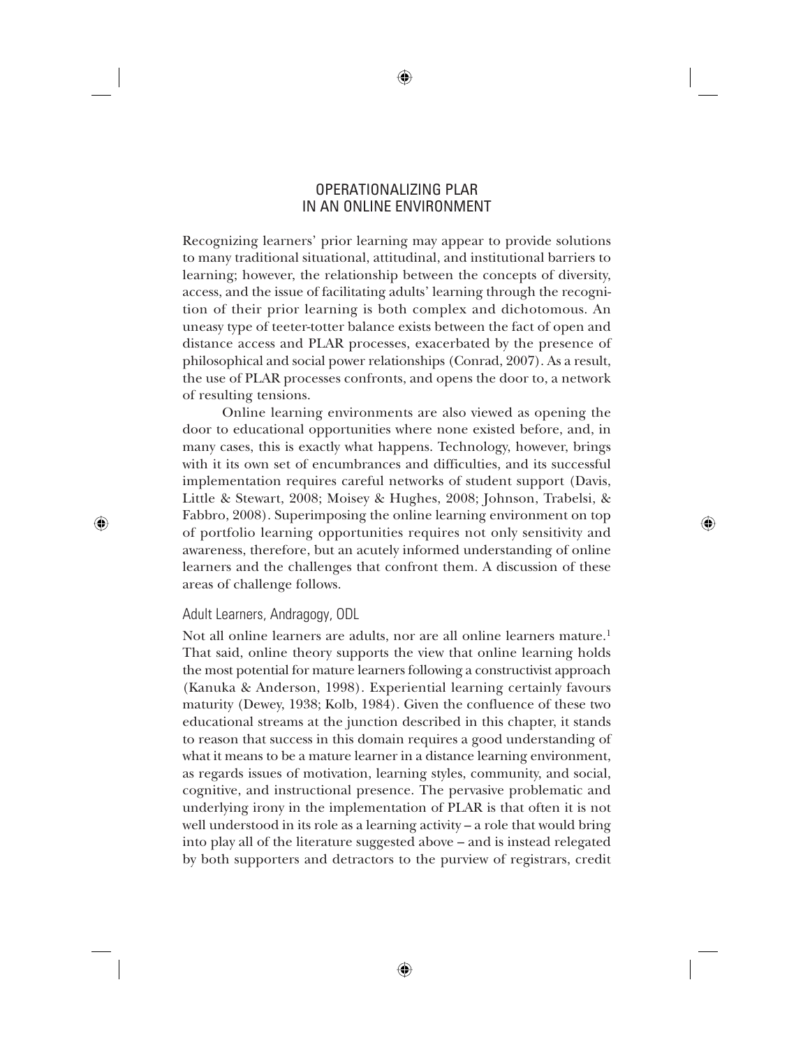## OPERATIONALIZING PLAR IN AN ONLINE ENVIRONMENT

Recognizing learners' prior learning may appear to provide solutions to many traditional situational, attitudinal, and institutional barriers to learning; however, the relationship between the concepts of diversity, access, and the issue of facilitating adults' learning through the recognition of their prior learning is both complex and dichotomous. An uneasy type of teeter-totter balance exists between the fact of open and distance access and PLAR processes, exacerbated by the presence of philosophical and social power relationships (Conrad, 2007). As a result, the use of PLAR processes confronts, and opens the door to, a network of resulting tensions.

Online learning environments are also viewed as opening the door to educational opportunities where none existed before, and, in many cases, this is exactly what happens. Technology, however, brings with it its own set of encumbrances and difficulties, and its successful implementation requires careful networks of student support (Davis, Little & Stewart, 2008; Moisey & Hughes, 2008; Johnson, Trabelsi, & Fabbro, 2008). Superimposing the online learning environment on top of portfolio learning opportunities requires not only sensitivity and awareness, therefore, but an acutely informed understanding of online learners and the challenges that confront them. A discussion of these areas of challenge follows.

### Adult Learners, Andragogy, ODL

Not all online learners are adults, nor are all online learners mature.[1] That said, online theory supports the view that online learning holds the most potential for mature learners following a constructivist approach (Kanuka & Anderson, 1998). Experiential learning certainly favours maturity (Dewey, 1938; Kolb, 1984). Given the confluence of these two educational streams at the junction described in this chapter, it stands to reason that success in this domain requires a good understanding of what it means to be a mature learner in a distance learning environment, as regards issues of motivation, learning styles, community, and social, cognitive, and instructional presence. The pervasive problematic and underlying irony in the implementation of PLAR is that often it is not well understood in its role as a learning activity – a role that would bring into play all of the literature suggested above – and is instead relegated by both supporters and detractors to the purview of registrars, credit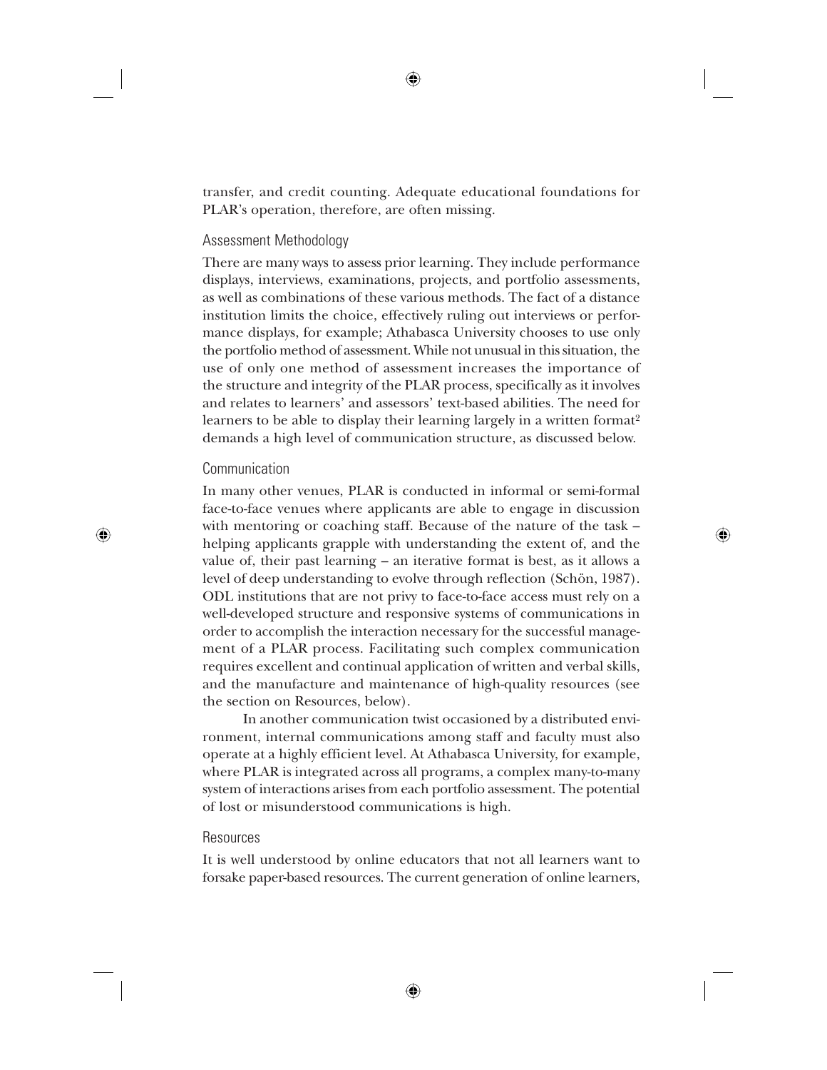transfer, and credit counting. Adequate educational foundations for PLAR's operation, therefore, are often missing.

### Assessment Methodology

There are many ways to assess prior learning. They include performance displays, interviews, examinations, projects, and portfolio assessments, as well as combinations of these various methods. The fact of a distance institution limits the choice, effectively ruling out interviews or performance displays, for example; Athabasca University chooses to use only the portfolio method of assessment. While not unusual in this situation, the use of only one method of assessment increases the importance of the structure and integrity of the PLAR process, specifically as it involves and relates to learners' and assessors' text-based abilities. The need for learners to be able to display their learning largely in a written format[2] demands a high level of communication structure, as discussed below.

### Communication

In many other venues, PLAR is conducted in informal or semi-formal face-to-face venues where applicants are able to engage in discussion with mentoring or coaching staff. Because of the nature of the task – helping applicants grapple with understanding the extent of, and the value of, their past learning – an iterative format is best, as it allows a level of deep understanding to evolve through reflection (Schön, 1987). ODL institutions that are not privy to face-to-face access must rely on a well-developed structure and responsive systems of communications in order to accomplish the interaction necessary for the successful management of a PLAR process. Facilitating such complex communication requires excellent and continual application of written and verbal skills, and the manufacture and maintenance of high-quality resources (see the section on Resources, below).

In another communication twist occasioned by a distributed environment, internal communications among staff and faculty must also operate at a highly efficient level. At Athabasca University, for example, where PLAR is integrated across all programs, a complex many-to-many system of interactions arises from each portfolio assessment. The potential of lost or misunderstood communications is high.

### Resources

It is well understood by online educators that not all learners want to forsake paper-based resources. The current generation of online learners,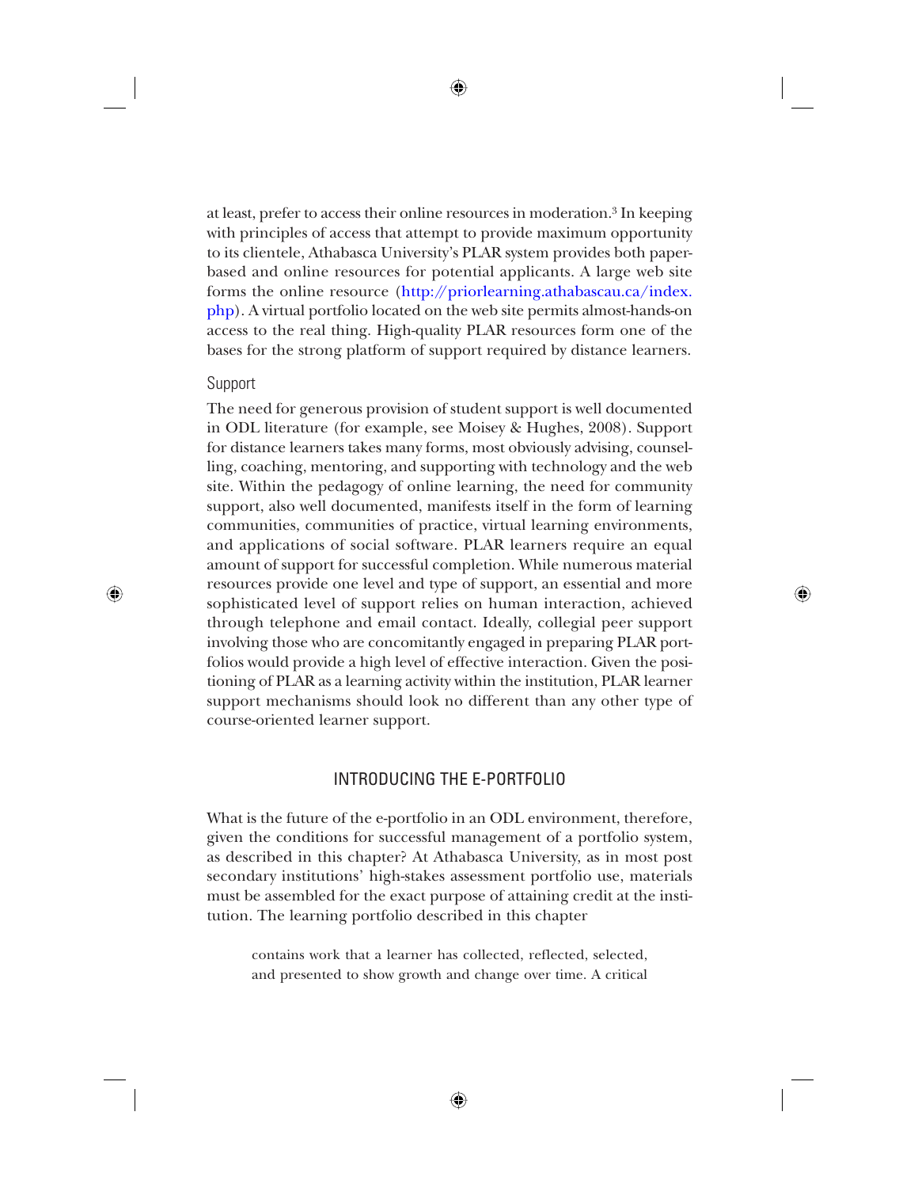at least, prefer to access their online resources in moderation.[3] In keeping with principles of access that attempt to provide maximum opportunity to its clientele, Athabasca University's PLAR system provides both paper-based and online resources for potential applicants. A large web site forms the online resource (http://priorlearning.athabascau.ca/index.php). A virtual portfolio located on the web site permits almost-hands-on access to the real thing. High-quality PLAR resources form one of the bases for the strong platform of support required by distance learners.

### Support

The need for generous provision of student support is well documented in ODL literature (for example, see Moisey & Hughes, 2008). Support for distance learners takes many forms, most obviously advising, counselling, coaching, mentoring, and supporting with technology and the web site. Within the pedagogy of online learning, the need for community support, also well documented, manifests itself in the form of learning communities, communities of practice, virtual learning environments, and applications of social software. PLAR learners require an equal amount of support for successful completion. While numerous material resources provide one level and type of support, an essential and more sophisticated level of support relies on human interaction, achieved through telephone and email contact. Ideally, collegial peer support involving those who are concomitantly engaged in preparing PLAR portfolios would provide a high level of effective interaction. Given the positioning of PLAR as a learning activity within the institution, PLAR learner support mechanisms should look no different than any other type of course-oriented learner support.

## INTRODUCING THE E-PORTFOLIO

What is the future of the e-portfolio in an ODL environment, therefore, given the conditions for successful management of a portfolio system, as described in this chapter? At Athabasca University, as in most post secondary institutions' high-stakes assessment portfolio use, materials must be assembled for the exact purpose of attaining credit at the institution. The learning portfolio described in this chapter

> contains work that a learner has collected, reflected, selected, and presented to show growth and change over time. A critical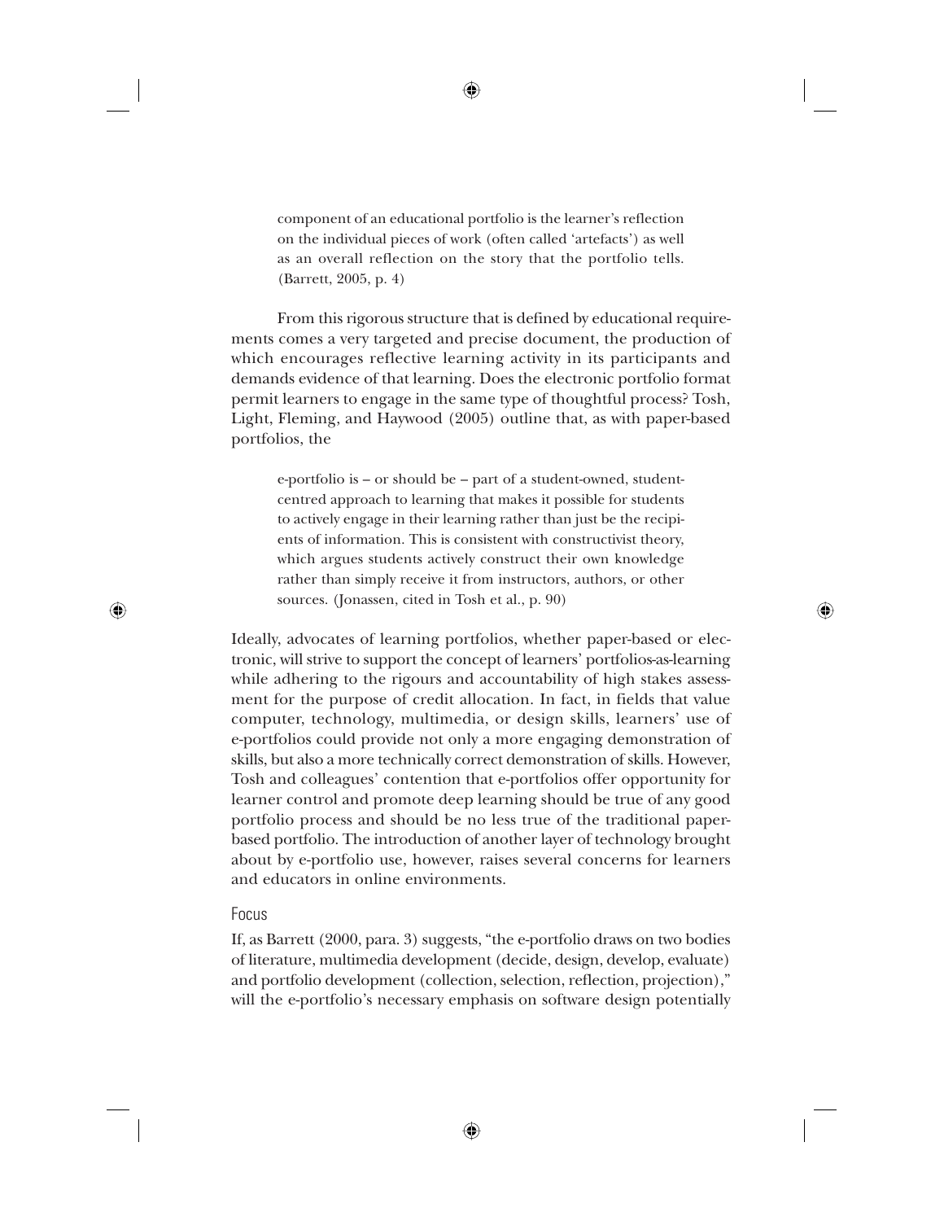> component of an educational portfolio is the learner's reflection on the individual pieces of work (often called 'artefacts') as well as an overall reflection on the story that the portfolio tells. (Barrett, 2005, p. 4)

From this rigorous structure that is defined by educational requirements comes a very targeted and precise document, the production of which encourages reflective learning activity in its participants and demands evidence of that learning. Does the electronic portfolio format permit learners to engage in the same type of thoughtful process? Tosh, Light, Fleming, and Haywood (2005) outline that, as with paper-based portfolios, the

> e-portfolio is – or should be – part of a student-owned, student-centred approach to learning that makes it possible for students to actively engage in their learning rather than just be the recipients of information. This is consistent with constructivist theory, which argues students actively construct their own knowledge rather than simply receive it from instructors, authors, or other sources. (Jonassen, cited in Tosh et al., p. 90)

Ideally, advocates of learning portfolios, whether paper-based or electronic, will strive to support the concept of learners' portfolios-as-learning while adhering to the rigours and accountability of high stakes assessment for the purpose of credit allocation. In fact, in fields that value computer, technology, multimedia, or design skills, learners' use of e-portfolios could provide not only a more engaging demonstration of skills, but also a more technically correct demonstration of skills. However, Tosh and colleagues' contention that e-portfolios offer opportunity for learner control and promote deep learning should be true of any good portfolio process and should be no less true of the traditional paper-based portfolio. The introduction of another layer of technology brought about by e-portfolio use, however, raises several concerns for learners and educators in online environments.

### Focus

If, as Barrett (2000, para. 3) suggests, "the e-portfolio draws on two bodies of literature, multimedia development (decide, design, develop, evaluate) and portfolio development (collection, selection, reflection, projection)," will the e-portfolio's necessary emphasis on software design potentially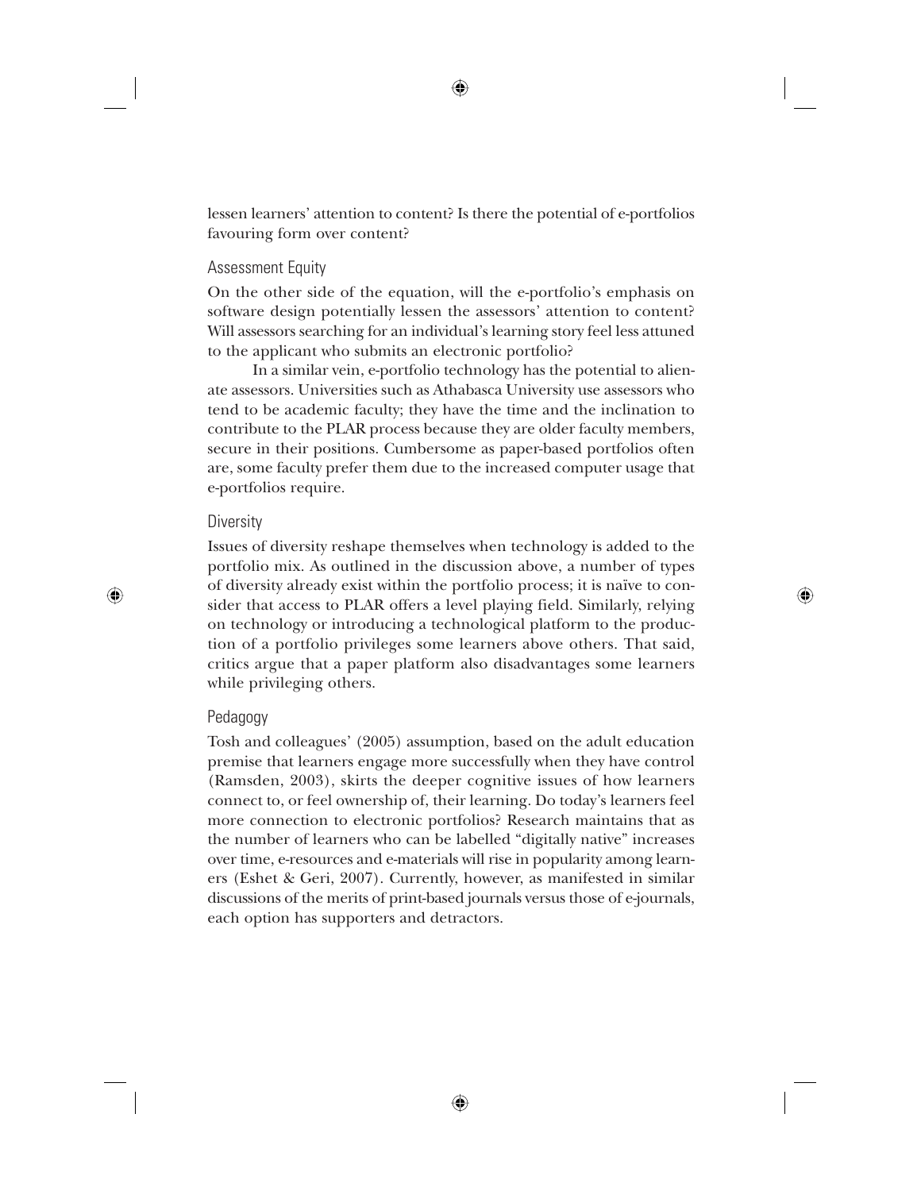lessen learners' attention to content? Is there the potential of e-portfolios favouring form over content?

### Assessment Equity

On the other side of the equation, will the e-portfolio's emphasis on software design potentially lessen the assessors' attention to content? Will assessors searching for an individual's learning story feel less attuned to the applicant who submits an electronic portfolio?

In a similar vein, e-portfolio technology has the potential to alienate assessors. Universities such as Athabasca University use assessors who tend to be academic faculty; they have the time and the inclination to contribute to the PLAR process because they are older faculty members, secure in their positions. Cumbersome as paper-based portfolios often are, some faculty prefer them due to the increased computer usage that e-portfolios require.

### Diversity

Issues of diversity reshape themselves when technology is added to the portfolio mix. As outlined in the discussion above, a number of types of diversity already exist within the portfolio process; it is naïve to consider that access to PLAR offers a level playing field. Similarly, relying on technology or introducing a technological platform to the production of a portfolio privileges some learners above others. That said, critics argue that a paper platform also disadvantages some learners while privileging others.

### Pedagogy

Tosh and colleagues' (2005) assumption, based on the adult education premise that learners engage more successfully when they have control (Ramsden, 2003), skirts the deeper cognitive issues of how learners connect to, or feel ownership of, their learning. Do today's learners feel more connection to electronic portfolios? Research maintains that as the number of learners who can be labelled "digitally native" increases over time, e-resources and e-materials will rise in popularity among learners (Eshet & Geri, 2007). Currently, however, as manifested in similar discussions of the merits of print-based journals versus those of e-journals, each option has supporters and detractors.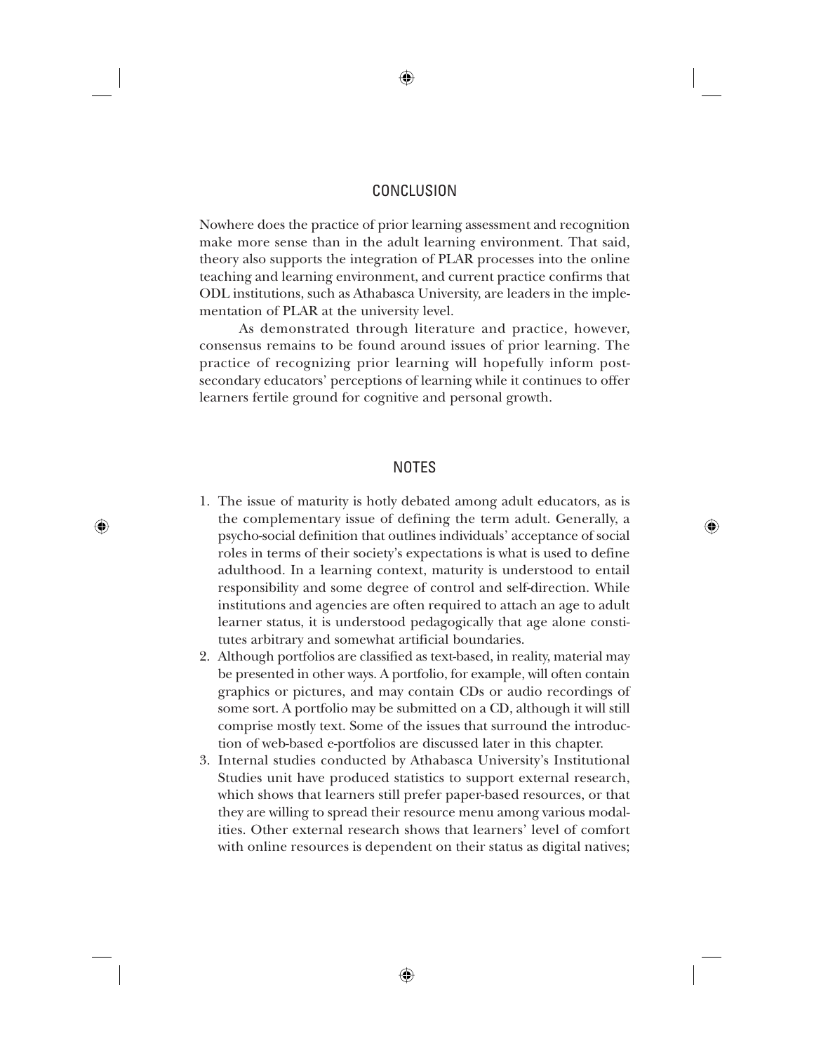## CONCLUSION

Nowhere does the practice of prior learning assessment and recognition make more sense than in the adult learning environment. That said, theory also supports the integration of PLAR processes into the online teaching and learning environment, and current practice confirms that ODL institutions, such as Athabasca University, are leaders in the implementation of PLAR at the university level.

As demonstrated through literature and practice, however, consensus remains to be found around issues of prior learning. The practice of recognizing prior learning will hopefully inform post-secondary educators' perceptions of learning while it continues to offer learners fertile ground for cognitive and personal growth.

## NOTES

1. The issue of maturity is hotly debated among adult educators, as is the complementary issue of defining the term adult. Generally, a psycho-social definition that outlines individuals' acceptance of social roles in terms of their society's expectations is what is used to define adulthood. In a learning context, maturity is understood to entail responsibility and some degree of control and self-direction. While institutions and agencies are often required to attach an age to adult learner status, it is understood pedagogically that age alone constitutes arbitrary and somewhat artificial boundaries.
2. Although portfolios are classified as text-based, in reality, material may be presented in other ways. A portfolio, for example, will often contain graphics or pictures, and may contain CDs or audio recordings of some sort. A portfolio may be submitted on a CD, although it will still comprise mostly text. Some of the issues that surround the introduction of web-based e-portfolios are discussed later in this chapter.
3. Internal studies conducted by Athabasca University's Institutional Studies unit have produced statistics to support external research, which shows that learners still prefer paper-based resources, or that they are willing to spread their resource menu among various modalities. Other external research shows that learners' level of comfort with online resources is dependent on their status as digital natives;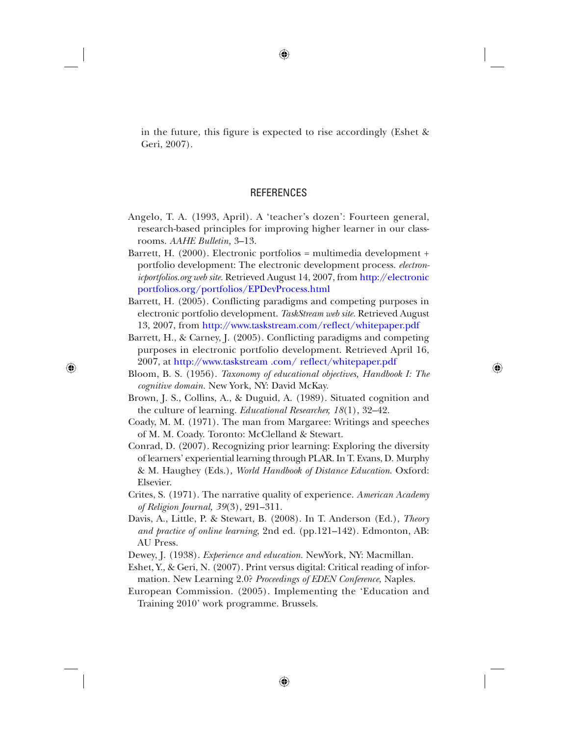in the future, this figure is expected to rise accordingly (Eshet & Geri, 2007).

## REFERENCES

Angelo, T. A. (1993, April). A 'teacher's dozen': Fourteen general, research-based principles for improving higher learner in our classrooms. *AAHE Bulletin,* 3–13.

Barrett, H. (2000). Electronic portfolios = multimedia development + portfolio development: The electronic development process. *electronicportfolios.org web site*. Retrieved August 14, 2007, from http://electronicportfolios.org/portfolios/EPDevProcess.html

Barrett, H. (2005). Conflicting paradigms and competing purposes in electronic portfolio development. *TaskStream web site.* Retrieved August 13, 2007, from http://www.taskstream.com/reflect/whitepaper.pdf

Barrett, H., & Carney, J. (2005). Conflicting paradigms and competing purposes in electronic portfolio development. Retrieved April 16, 2007, at http://www.taskstream .com/ reflect/whitepaper.pdf

Bloom, B. S. (1956). *Taxonomy of educational objectives, Handbook I: The cognitive domain.* New York, NY: David McKay.

Brown, J. S., Collins, A., & Duguid, A. (1989). Situated cognition and the culture of learning. *Educational Researcher, 18*(1), 32–42.

Coady, M. M. (1971). The man from Margaree: Writings and speeches of M. M. Coady. Toronto: McClelland & Stewart.

Conrad, D. (2007). Recognizing prior learning: Exploring the diversity of learners' experiential learning through PLAR. In T. Evans, D. Murphy & M. Haughey (Eds.), *World Handbook of Distance Education*. Oxford: Elsevier.

Crites, S. (1971). The narrative quality of experience. *American Academy of Religion Journal, 39*(3), 291–311.

Davis, A., Little, P. & Stewart, B. (2008). In T. Anderson (Ed.), *Theory and practice of online learning*, 2nd ed. (pp.121–142). Edmonton, AB: AU Press.

Dewey, J. (1938). *Experience and education.* NewYork, NY: Macmillan.

Eshet, Y., & Geri, N. (2007). Print versus digital: Critical reading of information. New Learning 2.0? *Proceedings of EDEN Conference*, Naples.

European Commission. (2005). Implementing the 'Education and Training 2010' work programme. Brussels.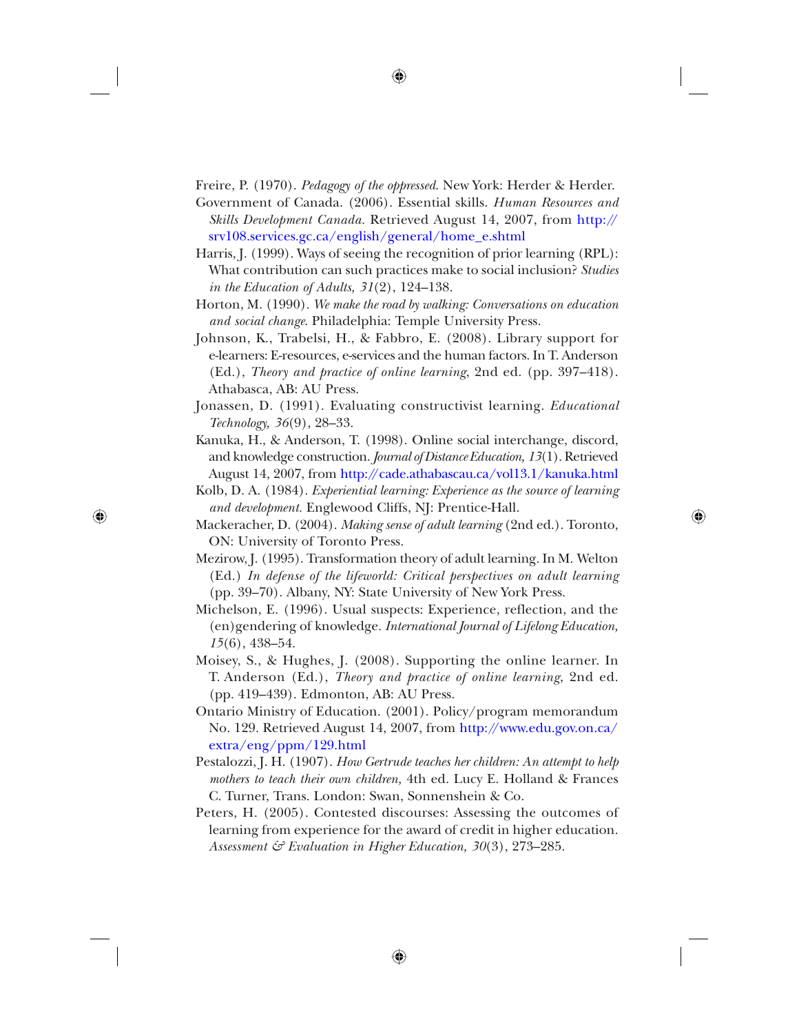Freire, P. (1970). *Pedagogy of the oppressed*. New York: Herder & Herder.

Government of Canada. (2006). Essential skills. *Human Resources and Skills Development Canada*. Retrieved August 14, 2007, from http://srv108.services.gc.ca/english/general/home_e.shtml

Harris, J. (1999). Ways of seeing the recognition of prior learning (RPL): What contribution can such practices make to social inclusion? *Studies in the Education of Adults, 31*(2), 124–138.

Horton, M. (1990). *We make the road by walking: Conversations on education and social change*. Philadelphia: Temple University Press.

Johnson, K., Trabelsi, H., & Fabbro, E. (2008). Library support for e-learners: E-resources, e-services and the human factors. In T. Anderson (Ed.), *Theory and practice of online learning*, 2nd ed. (pp. 397–418). Athabasca, AB: AU Press.

Jonassen, D. (1991). Evaluating constructivist learning. *Educational Technology, 36*(9), 28–33.

Kanuka, H., & Anderson, T. (1998). Online social interchange, discord, and knowledge construction. *Journal of Distance Education, 13*(1). Retrieved August 14, 2007, from http://cade.athabascau.ca/vol13.1/kanuka.html

Kolb, D. A. (1984). *Experiential learning: Experience as the source of learning and development*. Englewood Cliffs, NJ: Prentice-Hall.

Mackeracher, D. (2004). *Making sense of adult learning* (2nd ed.). Toronto, ON: University of Toronto Press.

Mezirow, J. (1995). Transformation theory of adult learning. In M. Welton (Ed.) *In defense of the lifeworld: Critical perspectives on adult learning* (pp. 39–70). Albany, NY: State University of New York Press.

Michelson, E. (1996). Usual suspects: Experience, reflection, and the (en)gendering of knowledge. *International Journal of Lifelong Education, 15*(6), 438–54.

Moisey, S., & Hughes, J. (2008). Supporting the online learner. In T. Anderson (Ed.), *Theory and practice of online learning*, 2nd ed. (pp. 419–439). Edmonton, AB: AU Press.

Ontario Ministry of Education. (2001). Policy/program memorandum No. 129. Retrieved August 14, 2007, from http://www.edu.gov.on.ca/extra/eng/ppm/129.html

Pestalozzi, J. H. (1907). *How Gertrude teaches her children: An attempt to help mothers to teach their own children,* 4th ed. Lucy E. Holland & Frances C. Turner, Trans. London: Swan, Sonnenshein & Co.

Peters, H. (2005). Contested discourses: Assessing the outcomes of learning from experience for the award of credit in higher education. *Assessment & Evaluation in Higher Education, 30*(3), 273–285.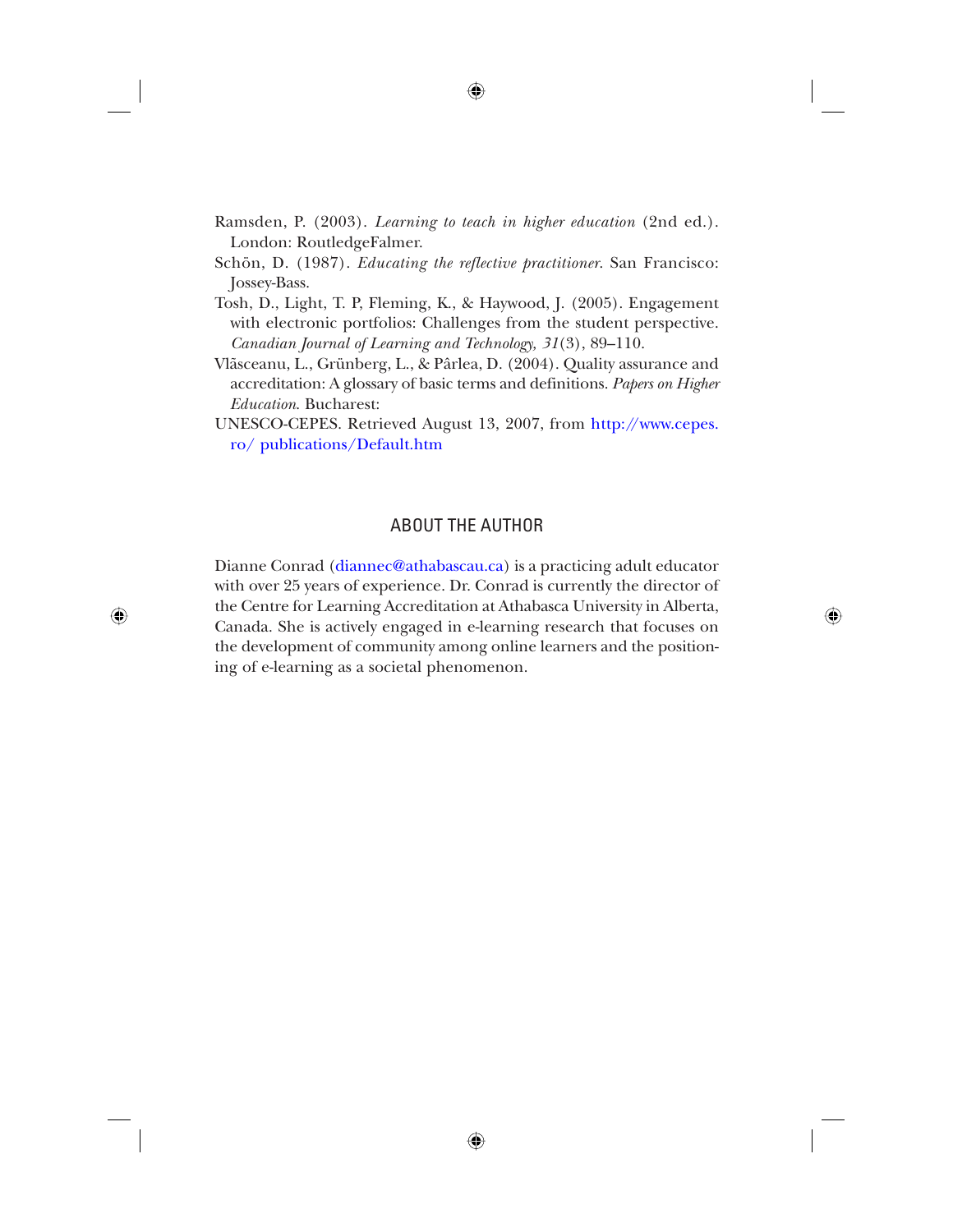Ramsden, P. (2003). *Learning to teach in higher education* (2nd ed.). London: RoutledgeFalmer.

Schön, D. (1987). *Educating the reflective practitioner*. San Francisco: Jossey-Bass.

Tosh, D., Light, T. P, Fleming, K., & Haywood, J. (2005). Engagement with electronic portfolios: Challenges from the student perspective. *Canadian Journal of Learning and Technology, 31*(3), 89–110.

Vlãsceanu, L., Grünberg, L., & Pârlea, D. (2004). Quality assurance and accreditation: A glossary of basic terms and definitions. *Papers on Higher Education*. Bucharest:

UNESCO-CEPES. Retrieved August 13, 2007, from http://www.cepes.ro/ publications/Default.htm

## ABOUT THE AUTHOR

Dianne Conrad (diannec@athabascau.ca) is a practicing adult educator with over 25 years of experience. Dr. Conrad is currently the director of the Centre for Learning Accreditation at Athabasca University in Alberta, Canada. She is actively engaged in e-learning research that focuses on the development of community among online learners and the positioning of e-learning as a societal phenomenon.